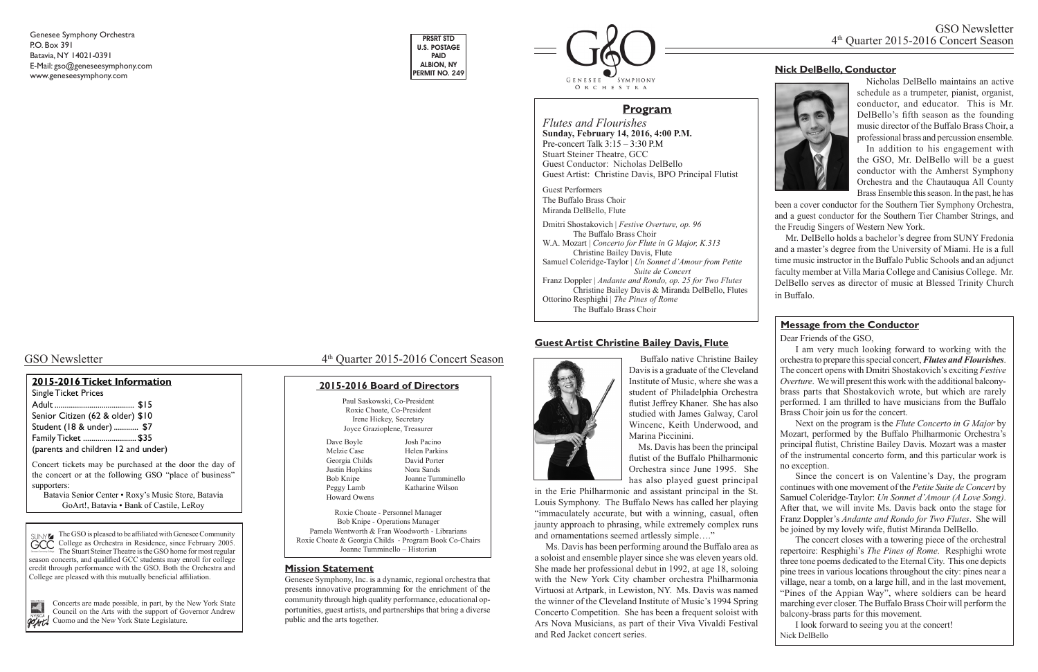Genesee Symphony Orchestra
P.O. Box 391
Batavia, NY 14021-0391
E-Mail: gso@geneseesymphony.com
www.geneseesymphony.com

PRSRT STD
U.S. POSTAGE
PAID
ALBION, NY
PERMIT NO. 249

GSO
GENESEE SYMPHONY ORCHESTRA

# GSO Newsletter
## 4th Quarter 2015-2016 Concert Season

## Program

*Flutes and Flourishes*
**Sunday, February 14, 2016, 4:00 P.M.**
Pre-concert Talk 3:15 – 3:30 P.M
Stuart Steiner Theatre, GCC
Guest Conductor: Nicholas DelBello
Guest Artist: Christine Davis, BPO Principal Flutist

Guest Performers
The Buffalo Brass Choir
Miranda DelBello, Flute

Dmitri Shostakovich | *Festive Overture, op. 96*
The Buffalo Brass Choir
W.A. Mozart | *Concerto for Flute in G Major, K.313*
Christine Bailey Davis, Flute
Samuel Coleridge-Taylor | *Un Sonnet d'Amour from Petite Suite de Concert*
Franz Doppler | *Andante and Rondo, op. 25 for Two Flutes*
Christine Bailey Davis & Miranda DelBello, Flutes
Ottorino Resphighi | *The Pines of Rome*
The Buffalo Brass Choir

## Nick DelBello, Conductor

Nicholas DelBello maintains an active schedule as a trumpeter, pianist, organist, conductor, and educator. This is Mr. DelBello's fifth season as the founding music director of the Buffalo Brass Choir, a professional brass and percussion ensemble.

In addition to his engagement with the GSO, Mr. DelBello will be a guest conductor with the Amherst Symphony Orchestra and the Chautauqua All County Brass Ensemble this season. In the past, he has been a cover conductor for the Southern Tier Symphony Orchestra, and a guest conductor for the Southern Tier Chamber Strings, and the Freudig Singers of Western New York.

Mr. DelBello holds a bachelor's degree from SUNY Fredonia and a master's degree from the University of Miami. He is a full time music instructor in the Buffalo Public Schools and an adjunct faculty member at Villa Maria College and Canisius College. Mr. DelBello serves as director of music at Blessed Trinity Church in Buffalo.

## Guest Artist Christine Bailey Davis, Flute

Buffalo native Christine Bailey Davis is a graduate of the Cleveland Institute of Music, where she was a student of Philadelphia Orchestra flutist Jeffrey Khaner. She has also studied with James Galway, Carol Wincenc, Keith Underwood, and Marina Piccinini.

Ms. Davis has been the principal flutist of the Buffalo Philharmonic Orchestra since June 1995. She has also played guest principal in the Erie Philharmonic and assistant principal in the St. Louis Symphony. The Buffalo News has called her playing "immaculately accurate, but with a winning, casual, often jaunty approach to phrasing, while extremely complex runs and ornamentations seemed artlessly simple…."

Ms. Davis has been performing around the Buffalo area as a soloist and ensemble player since she was eleven years old. She made her professional debut in 1992, at age 18, soloing with the New York City chamber orchestra Philharmonia Virtuosi at Artpark, in Lewiston, NY. Ms. Davis was named the winner of the Cleveland Institute of Music's 1994 Spring Concerto Competition. She has been a frequent soloist with Ars Nova Musicians, as part of their Viva Vivaldi Festival and Red Jacket concert series.

## Message from the Conductor

Dear Friends of the GSO,

I am very much looking forward to working with the orchestra to prepare this special concert, ***Flutes and Flourishes***. The concert opens with Dmitri Shostakovich's exciting *Festive Overture*. We will present this work with the additional balcony-brass parts that Shostakovich wrote, but which are rarely performed. I am thrilled to have musicians from the Buffalo Brass Choir join us for the concert.

Next on the program is the *Flute Concerto in G Major* by Mozart, performed by the Buffalo Philharmonic Orchestra's principal flutist, Christine Bailey Davis. Mozart was a master of the instrumental concerto form, and this particular work is no exception.

Since the concert is on Valentine's Day, the program continues with one movement of the *Petite Suite de Concert* by Samuel Coleridge-Taylor: *Un Sonnet d'Amour (A Love Song)*. After that, we will invite Ms. Davis back onto the stage for Franz Doppler's *Andante and Rondo for Two Flutes*. She will be joined by my lovely wife, flutist Miranda DelBello.

The concert closes with a towering piece of the orchestral repertoire: Resphighi's *The Pines of Rome*. Resphighi wrote three tone poems dedicated to the Eternal City. This one depicts pine trees in various locations throughout the city: pines near a village, near a tomb, on a large hill, and in the last movement, "Pines of the Appian Way", where soldiers can be heard marching ever closer. The Buffalo Brass Choir will perform the balcony-brass parts for this movement.

I look forward to seeing you at the concert!
Nick DelBello

## 2015-2016 Ticket Information

Single Ticket Prices

| | |
|---|---|
| Adult | $15 |
| Senior Citizen (62 & older) | $10 |
| Student (18 & under) | $7 |
| Family Ticket | $35 |

(parents and children 12 and under)

Concert tickets may be purchased at the door the day of the concert or at the following GSO "place of business" supporters:

Batavia Senior Center • Roxy's Music Store, Batavia
GoArt!, Batavia • Bank of Castile, LeRoy

## 2015-2016 Board of Directors

Paul Saskowski, Co-President
Roxie Choate, Co-President
Irene Hickey, Secretary
Joyce Grazioplene, Treasurer

| | |
|---|---|
| Dave Boyle | Josh Pacino |
| Melzie Case | Helen Parkins |
| Georgia Childs | David Porter |
| Justin Hopkins | Nora Sands |
| Bob Knipe | Joanne Tumminello |
| Peggy Lamb | Katharine Wilson |
| Howard Owens | |

Roxie Choate - Personnel Manager
Bob Knipe - Operations Manager
Pamela Wentworth & Fran Woodworth - Librarians
Roxie Choate & Georgia Childs - Program Book Co-Chairs
Joanne Tumminello – Historian

The GSO is pleased to be affiliated with Genesee Community College as Orchestra in Residence, since February 2005. The Stuart Steiner Theatre is the GSO home for most regular season concerts, and qualified GCC students may enroll for college credit through performance with the GSO. Both the Orchestra and College are pleased with this mutually beneficial affiliation.

Concerts are made possible, in part, by the New York State Council on the Arts with the support of Governor Andrew Cuomo and the New York State Legislature.

## Mission Statement

Genesee Symphony, Inc. is a dynamic, regional orchestra that presents innovative programming for the enrichment of the community through high quality performance, educational opportunities, guest artists, and partnerships that bring a diverse public and the arts together.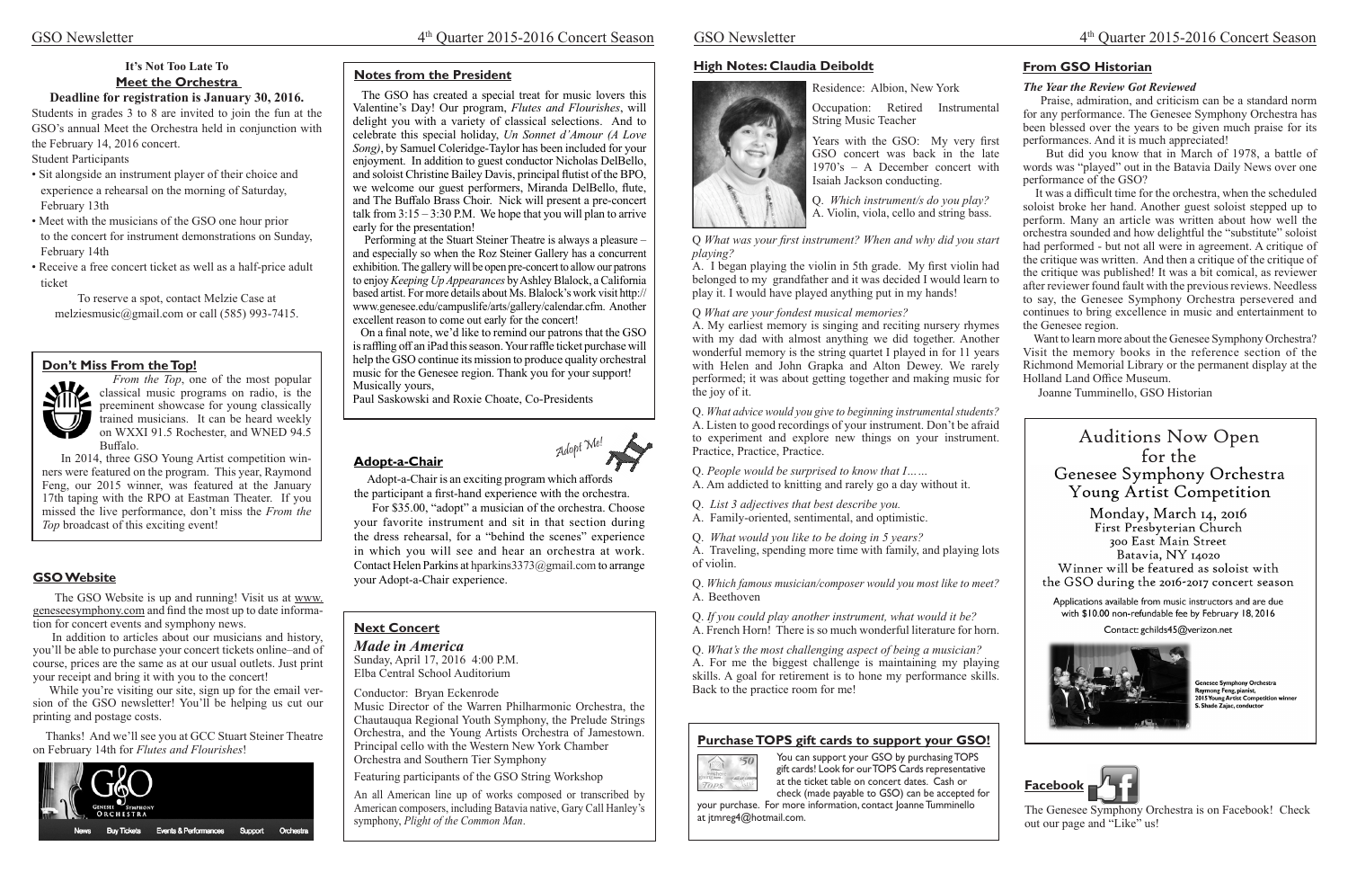**It's Not Too Late To**

## Meet the Orchestra

**Deadline for registration is January 30, 2016.**

Students in grades 3 to 8 are invited to join the fun at the GSO's annual Meet the Orchestra held in conjunction with the February 14, 2016 concert.

Student Participants

- Sit alongside an instrument player of their choice and experience a rehearsal on the morning of Saturday, February 13th
- Meet with the musicians of the GSO one hour prior to the concert for instrument demonstrations on Sunday, February 14th
- Receive a free concert ticket as well as a half-price adult ticket

To reserve a spot, contact Melzie Case at melziesmusic@gmail.com or call (585) 993-7415.

## Don't Miss From the Top!

*From the Top*, one of the most popular classical music programs on radio, is the preeminent showcase for young classically trained musicians. It can be heard weekly on WXXI 91.5 Rochester, and WNED 94.5 Buffalo.

In 2014, three GSO Young Artist competition winners were featured on the program. This year, Raymond Feng, our 2015 winner, was featured at the January 17th taping with the RPO at Eastman Theater. If you missed the live performance, don't miss the *From the Top* broadcast of this exciting event!

## GSO Website

The GSO Website is up and running! Visit us at www.geneseesymphony.com and find the most up to date information for concert events and symphony news.

In addition to articles about our musicians and history, you'll be able to purchase your concert tickets online–and of course, prices are the same as at our usual outlets. Just print your receipt and bring it with you to the concert!

While you're visiting our site, sign up for the email version of the GSO newsletter! You'll be helping us cut our printing and postage costs.

Thanks! And we'll see you at GCC Stuart Steiner Theatre on February 14th for *Flutes and Flourishes*!

## Notes from the President

The GSO has created a special treat for music lovers this Valentine's Day! Our program, *Flutes and Flourishes*, will delight you with a variety of classical selections. And to celebrate this special holiday, *Un Sonnet d'Amour (A Love Song)*, by Samuel Coleridge-Taylor has been included for your enjoyment. In addition to guest conductor Nicholas DelBello, and soloist Christine Bailey Davis, principal flutist of the BPO, we welcome our guest performers, Miranda DelBello, flute, and The Buffalo Brass Choir. Nick will present a pre-concert talk from 3:15 – 3:30 P.M. We hope that you will plan to arrive early for the presentation!

Performing at the Stuart Steiner Theatre is always a pleasure – and especially so when the Roz Steiner Gallery has a concurrent exhibition. The gallery will be open pre-concert to allow our patrons to enjoy *Keeping Up Appearances* by Ashley Blalock, a California based artist. For more details about Ms. Blalock's work visit http://www.genesee.edu/campuslife/arts/gallery/calendar.cfm. Another excellent reason to come out early for the concert!

On a final note, we'd like to remind our patrons that the GSO is raffling off an iPad this season. Your raffle ticket purchase will help the GSO continue its mission to produce quality orchestral music for the Genesee region. Thank you for your support!

Musically yours,

Paul Saskowski and Roxie Choate, Co-Presidents

## Adopt-a-Chair

Adopt Me!

Adopt-a-Chair is an exciting program which affords the participant a first-hand experience with the orchestra.

For $35.00, "adopt" a musician of the orchestra. Choose your favorite instrument and sit in that section during the dress rehearsal, for a "behind the scenes" experience in which you will see and hear an orchestra at work. Contact Helen Parkins at hparkins3373@gmail.com to arrange your Adopt-a-Chair experience.

## Next Concert

### *Made in America*

Sunday, April 17, 2016 4:00 P.M.
Elba Central School Auditorium

Conductor: Bryan Eckenrode

Music Director of the Warren Philharmonic Orchestra, the Chautauqua Regional Youth Symphony, the Prelude Strings Orchestra, and the Young Artists Orchestra of Jamestown. Principal cello with the Western New York Chamber Orchestra and Southern Tier Symphony

Featuring participants of the GSO String Workshop

An all American line up of works composed or transcribed by American composers, including Batavia native, Gary Call Hanley's symphony, *Plight of the Common Man*.

## High Notes: Claudia Deiboldt

Residence: Albion, New York

Occupation: Retired Instrumental String Music Teacher

Years with the GSO: My very first GSO concert was back in the late 1970's – A December concert with Isaiah Jackson conducting.

Q. *Which instrument/s do you play?*
A. Violin, viola, cello and string bass.

Q *What was your first instrument? When and why did you start playing?*
A. I began playing the violin in 5th grade. My first violin had belonged to my grandfather and it was decided I would learn to play it. I would have played anything put in my hands!

Q *What are your fondest musical memories?*
A. My earliest memory is singing and reciting nursery rhymes with my dad with almost anything we did together. Another wonderful memory is the string quartet I played in for 11 years with Helen and John Grapka and Alton Dewey. We rarely performed; it was about getting together and making music for the joy of it.

Q. *What advice would you give to beginning instrumental students?*
A. Listen to good recordings of your instrument. Don't be afraid to experiment and explore new things on your instrument. Practice, Practice, Practice.

Q. *People would be surprised to know that I……*
A. Am addicted to knitting and rarely go a day without it.

Q. *List 3 adjectives that best describe you.*
A. Family-oriented, sentimental, and optimistic.

Q. *What would you like to be doing in 5 years?*
A. Traveling, spending more time with family, and playing lots of violin.

Q. *Which famous musician/composer would you most like to meet?*
A. Beethoven

Q. *If you could play another instrument, what would it be?*
A. French Horn! There is so much wonderful literature for horn.

Q. *What's the most challenging aspect of being a musician?*
A. For me the biggest challenge is maintaining my playing skills. A goal for retirement is to hone my performance skills. Back to the practice room for me!

## Purchase TOPS gift cards to support your GSO!

You can support your GSO by purchasing TOPS gift cards! Look for our TOPS Cards representative at the ticket table on concert dates. Cash or check (made payable to GSO) can be accepted for your purchase. For more information, contact Joanne Tumminello at jtmreg4@hotmail.com.

## From GSO Historian

***The Year the Review Got Reviewed***

Praise, admiration, and criticism can be a standard norm for any performance. The Genesee Symphony Orchestra has been blessed over the years to be given much praise for its performances. And it is much appreciated!

But did you know that in March of 1978, a battle of words was "played" out in the Batavia Daily News over one performance of the GSO?

It was a difficult time for the orchestra, when the scheduled soloist broke her hand. Another guest soloist stepped up to perform. Many an article was written about how well the orchestra sounded and how delightful the "substitute" soloist had performed - but not all were in agreement. A critique of the critique was written. And then a critique of the critique of the critique was published! It was a bit comical, as reviewer after reviewer found fault with the previous reviews. Needless to say, the Genesee Symphony Orchestra persevered and continues to bring excellence in music and entertainment to the Genesee region.

Want to learn more about the Genesee Symphony Orchestra? Visit the memory books in the reference section of the Richmond Memorial Library or the permanent display at the Holland Land Office Museum.

Joanne Tumminello, GSO Historian

## Auditions Now Open for the Genesee Symphony Orchestra Young Artist Competition

Monday, March 14, 2016
First Presbyterian Church
300 East Main Street
Batavia, NY 14020
Winner will be featured as soloist with the GSO during the 2016-2017 concert season

Applications available from music instructors and are due with $10.00 non-refundable fee by February 18, 2016

Contact: gchilds45@verizon.net

Genesee Symphony Orchestra
Raymong Feng, pianist,
2015 Young Artist Competition winner
S. Shade Zajac, conductor

## Facebook

The Genesee Symphony Orchestra is on Facebook! Check out our page and "Like" us!